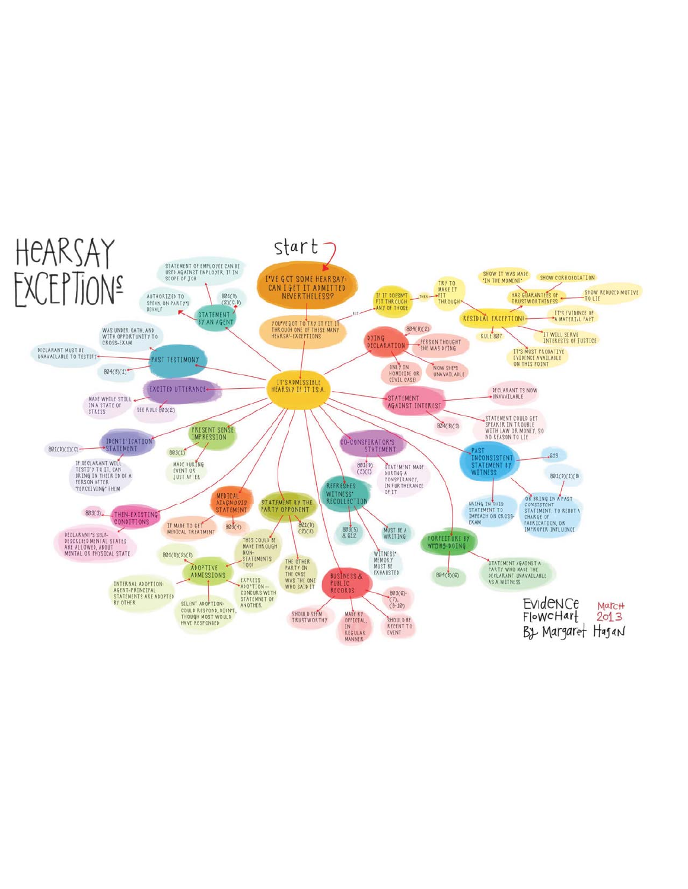# Hearsay Exceptions

Start

**I've got some hearsay: can I get it admitted nevertheless?**

You've got to try it fit it through one of these many hearsay-exceptions

But if it doesn't fit through any of those, then try to make it fit through:

## Residual Exception!

- Rule 807
- Has guarantees of trustworthiness
  - Show it was made "in the moment"
  - Show corroboration
  - Show reduced motive to lie
- It's evidence of a material fact
- It will serve interests of justice
- It's most probative evidence available on this point

## It's admissible hearsay if it is a...

### Statement by an Agent
- 801(D)(2)(C-D)
- Statement of employee can be used against employer, if in scope of job
- Authorized to speak on party's behalf

### Past Testimony
- 804(B)(1)
- Was under oath, and with opportunity to cross-exam
- Declarant must be unavailable to testify

### Excited Utterance
- See Rule 803(2)
- Made while still in a state of stress

### Identification Statement
- 801(D)(1)(C)
- If declarant will testify to it, can bring in their ID of a person after "perceiving" them

### Present Sense Impression
- 803(1)
- Made during event or just after

### Then-Existing Conditions
- 803(3)
- Declarant's self-described mental states are allowed, about mental or physical state

### Medical Diagnosis Statement
- 803(4)
- If made to get medical treatment

### Statement by the Party Opponent
- 801(D)(2)(A)
- The other party in the case was the one who said it
- This could be made through non-statements too!

#### Adoptive Admissions
- 801(D)(2)(B)
- Internal adoption: agent-principal statements are adopted by other
- Silent adoption: could respond, didn't, though most would have responded
- Express adoption — concurs with statement of another

### Business & Public Records
- 803(6)-(7), (8-10)
- Should seem trustworthy
- Made by official, in regular manner
- Should be recent to event

### Refreshes Witness' Recollection
- 803(5) & 612
- Must be a writing
- Witness' memory must be exhausted

### Co-Conspirator's Statement
- 801(D)(2)(E)
- Statement made during a conspiracy, in furtherance of it

### Forfeiture by Wrong-Doing
- 804(B)(6)
- Statement against a party who made the declarant unavailable as a witness

### Past Inconsistent Statement by Witness
- 613
- 801(D)(1)(B)
- Bring in this statement to impeach on cross-exam
- Or bring in a past consistent statement, to rebut a charge of fabrication, or improper influence

### Statement Against Interest
- 804(B)(3)
- Declarant is now unavailable
- Statement could get speaker in trouble with law or money, so no reason to lie

### Dying Declaration
- 804(B)(2)
- Person thought she was dying
- Now she's unavailable
- Only in homicide or civil case!

Evidence FlowChart By Margaret Hagan, March 2013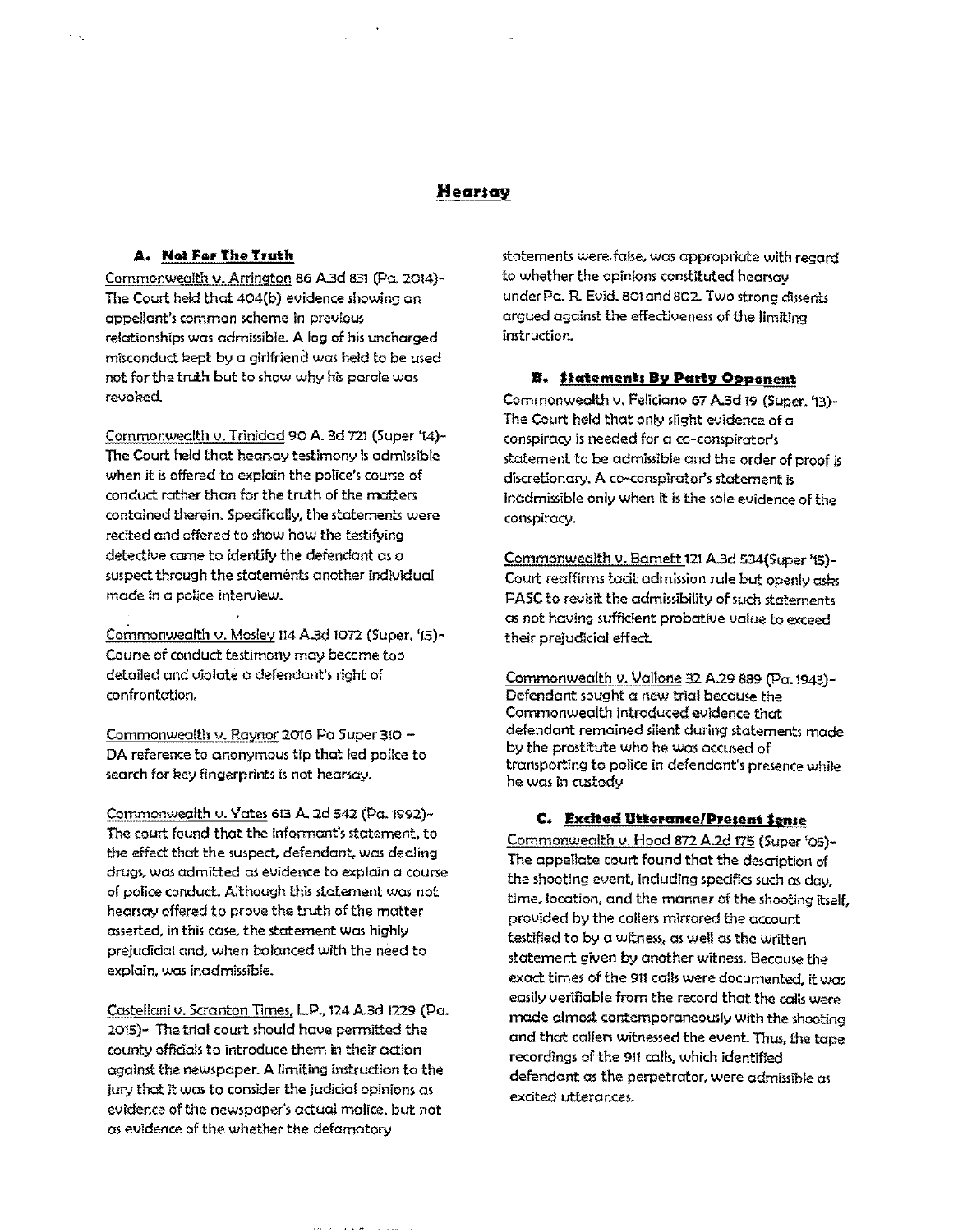# Hearsay

## A. Not For The Truth

Commonwealth v. Arrington 86 A.3d 831 (Pa. 2014)- The Court held that 404(b) evidence showing an appellant's common scheme in previous relationships was admissible. A log of his uncharged misconduct kept by a girlfriend was held to be used not for the truth but to show why his parole was revoked.

Commonwealth v. Trinidad 90 A. 3d 721 (Super '14)- The Court held that hearsay testimony is admissible when it is offered to explain the police's course of conduct rather than for the truth of the matters contained therein. Specifically, the statements were recited and offered to show how the testifying detective came to identify the defendant as a suspect through the statements another individual made in a police interview.

Commonwealth v. Mosley 114 A.3d 1072 (Super. '15)- Course of conduct testimony may become too detailed and violate a defendant's right of confrontation.

Commonwealth v. Raynor 2016 Pa Super 310 – DA reference to anonymous tip that led police to search for key fingerprints is not hearsay.

Commonwealth v. Yates 613 A. 2d 542 (Pa. 1992)- The court found that the informant's statement, to the effect that the suspect, defendant, was dealing drugs, was admitted as evidence to explain a course of police conduct. Although this statement was not hearsay offered to prove the truth of the matter asserted, in this case, the statement was highly prejudicial and, when balanced with the need to explain, was inadmissible.

Castellani v. Scranton Times, L.P., 124 A.3d 1229 (Pa. 2015)- The trial court should have permitted the county officials to introduce them in their action against the newspaper. A limiting instruction to the jury that it was to consider the judicial opinions as evidence of the newspaper's actual malice, but not as evidence of the whether the defamatory statements were false, was appropriate with regard to whether the opinions constituted hearsay under Pa. R. Evid. 801 and 802. Two strong dissents argued against the effectiveness of the limiting instruction.

## B. Statements By Party Opponent

Commonwealth v. Feliciano 67 A.3d 19 (Super. '13)- The Court held that only slight evidence of a conspiracy is needed for a co-conspirator's statement to be admissible and the order of proof is discretionary. A co-conspirator's statement is inadmissible only when it is the sole evidence of the conspiracy.

Commonwealth v. Barnett 121 A.3d 534(Super '15)- Court reaffirms tacit admission rule but openly asks PASC to revisit the admissibility of such statements as not having sufficient probative value to exceed their prejudicial effect.

Commonwealth v. Vallone 32 A.29 889 (Pa. 1943)- Defendant sought a new trial because the Commonwealth introduced evidence that defendant remained silent during statements made by the prostitute who he was accused of transporting to police in defendant's presence while he was in custody

## C. Excited Utterance/Present Sense

Commonwealth v. Hood 872 A.2d 175 (Super '05)- The appellate court found that the description of the shooting event, including specifics such as day, time, location, and the manner of the shooting itself, provided by the callers mirrored the account testified to by a witness, as well as the written statement given by another witness. Because the exact times of the 911 calls were documented, it was easily verifiable from the record that the calls were made almost contemporaneously with the shooting and that callers witnessed the event. Thus, the tape recordings of the 911 calls, which identified defendant as the perpetrator, were admissible as excited utterances.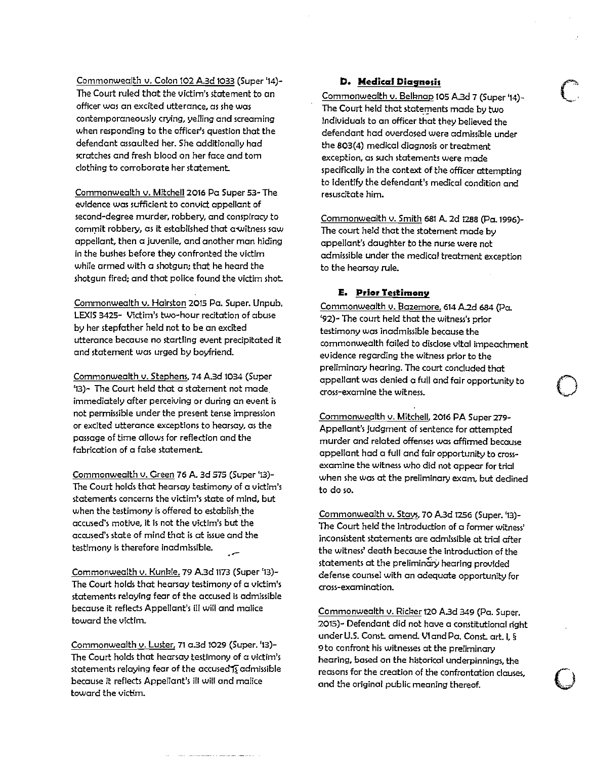Commonwealth v. Colon 102 A.3d 1033 (Super '14)- The Court ruled that the victim's statement to an officer was an excited utterance, as she was contemporaneously crying, yelling and screaming when responding to the officer's question that the defendant assaulted her. She additionally had scratches and fresh blood on her face and torn clothing to corroborate her statement.

Commonwealth v. Mitchell 2016 Pa Super 53- The evidence was sufficient to convict appellant of second-degree murder, robbery, and conspiracy to commit robbery, as it established that a witness saw appellant, then a juvenile, and another man hiding in the bushes before they confronted the victim while armed with a shotgun; that he heard the shotgun fired; and that police found the victim shot.

Commonwealth v. Hairston 2015 Pa. Super. Unpub. LEXIS 3425- Victim's two-hour recitation of abuse by her stepfather held not to be an excited utterance because no startling event precipitated it and statement was urged by boyfriend.

Commonwealth v. Stephens, 74 A.3d 1034 (Super '13)- The Court held that a statement not made immediately after perceiving or during an event is not permissible under the present tense impression or excited utterance exceptions to hearsay, as the passage of time allows for reflection and the fabrication of a false statement.

Commonwealth v. Green 76 A. 3d 575 (Super '13)- The Court holds that hearsay testimony of a victim's statements concerns the victim's state of mind, but when the testimony is offered to establish the accused's motive, it is not the victim's but the accused's state of mind that is at issue and the testimony is therefore inadmissible.

Commonwealth v. Kunkle, 79 A.3d 1173 (Super '13)- The Court holds that hearsay testimony of a victim's statements relaying fear of the accused is admissible because it reflects Appellant's ill will and malice toward the victim.

Commonwealth v. Luster, 71 a.3d 1029 (Super. '13)- The Court holds that hearsay testimony of a victim's statements relaying fear of the accused is admissible because it reflects Appellant's ill will and malice toward the victim.

### D. Medical Diagnosis

Commonwealth v. Belknap 105 A.3d 7 (Super '14)- The Court held that statements made by two individuals to an officer that they believed the defendant had overdosed were admissible under the 803(4) medical diagnosis or treatment exception, as such statements were made specifically in the context of the officer attempting to identify the defendant's medical condition and resuscitate him.

Commonwealth v. Smith 681 A. 2d 1288 (Pa. 1996)- The court held that the statement made by appellant's daughter to the nurse were not admissible under the medical treatment exception to the hearsay rule.

### E. Prior Testimony

Commonwealth v. Bazemore, 614 A.2d 684 (Pa. '92)- The court held that the witness's prior testimony was inadmissible because the commonwealth failed to disclose vital impeachment evidence regarding the witness prior to the preliminary hearing. The court concluded that appellant was denied a full and fair opportunity to cross-examine the witness.

Commonwealth v. Mitchell, 2016 PA Super 279- Appellant's judgment of sentence for attempted murder and related offenses was affirmed because appellant had a full and fair opportunity to cross-examine the witness who did not appear for trial when she was at the preliminary exam, but declined to do so.

Commonwealth v. Stays, 70 A.3d 1256 (Super. '13)- The Court held the introduction of a former witness' inconsistent statements are admissible at trial after the witness' death because the introduction of the statements at the preliminary hearing provided defense counsel with an adequate opportunity for cross-examination.

Commonwealth v. Ricker 120 A.3d 349 (Pa. Super. 2015)- Defendant did not have a constitutional right under U.S. Const. amend. VI and Pa. Const. art. I, § 9 to confront his witnesses at the preliminary hearing, based on the historical underpinnings, the reasons for the creation of the confrontation clauses, and the original public meaning thereof.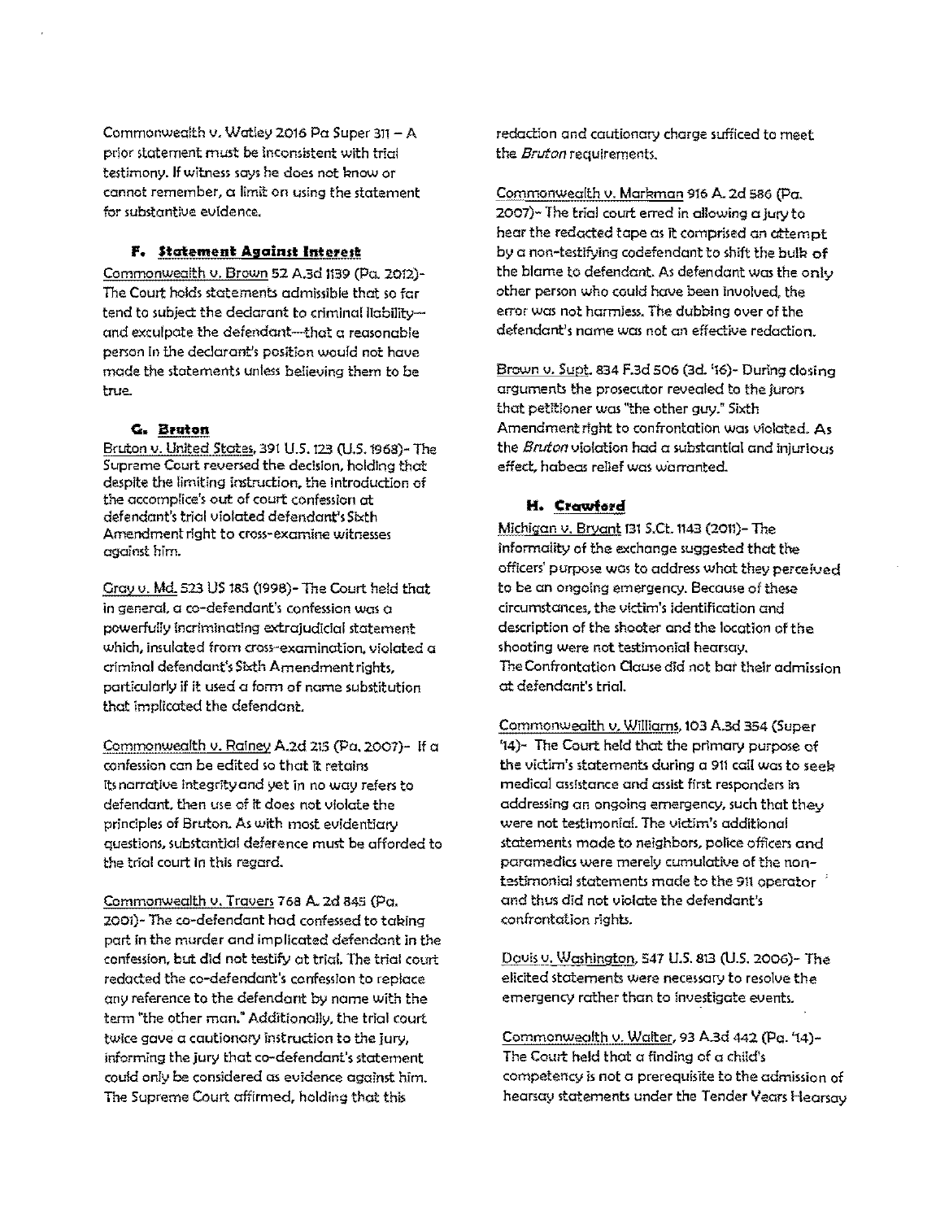Commonwealth v. Watley 2016 Pa Super 311 – A prior statement must be inconsistent with trial testimony. If witness says he does not know or cannot remember, a limit on using the statement for substantive evidence.

### F. Statement Against Interest

Commonwealth v. Brown 52 A.3d 1139 (Pa. 2012)- The Court holds statements admissible that so far tend to subject the declarant to criminal liability—and exculpate the defendant—that a reasonable person in the declarant's position would not have made the statements unless believing them to be true.

### G. Bruton

Bruton v. United States, 391 U.S. 123 (U.S. 1968)- The Supreme Court reversed the decision, holding that despite the limiting instruction, the introduction of the accomplice's out of court confession at defendant's trial violated defendant's Sixth Amendment right to cross-examine witnesses against him.

Gray v. Md. 523 US 185 (1998)- The Court held that in general, a co-defendant's confession was a powerfully incriminating extrajudicial statement which, insulated from cross-examination, violated a criminal defendant's Sixth Amendment rights, particularly if it used a form of name substitution that implicated the defendant.

Commonwealth v. Rainey A.2d 215 (Pa. 2007)- If a confession can be edited so that it retains its narrative integrity and yet in no way refers to defendant, then use of it does not violate the principles of Bruton. As with most evidentiary questions, substantial deference must be afforded to the trial court in this regard.

Commonwealth v. Travers 768 A. 2d 845 (Pa. 2001)- The co-defendant had confessed to taking part in the murder and implicated defendant in the confession, but did not testify at trial. The trial court redacted the co-defendant's confession to replace any reference to the defendant by name with the term "the other man." Additionally, the trial court twice gave a cautionary instruction to the jury, informing the jury that co-defendant's statement could only be considered as evidence against him. The Supreme Court affirmed, holding that this redaction and cautionary charge sufficed to meet the *Bruton* requirements.

Commonwealth v. Markman 916 A. 2d 586 (Pa. 2007)- The trial court erred in allowing a jury to hear the redacted tape as it comprised an attempt by a non-testifying codefendant to shift the bulk of the blame to defendant. As defendant was the only other person who could have been involved, the error was not harmless. The dubbing over of the defendant's name was not an effective redaction.

Brown v. Supt. 834 F.3d 506 (3d. '16)- During closing arguments the prosecutor revealed to the jurors that petitioner was "the other guy." Sixth Amendment right to confrontation was violated. As the *Bruton* violation had a substantial and injurious effect, habeas relief was warranted.

### H. Crawford

Michigan v. Bryant 131 S.Ct. 1143 (2011)- The informality of the exchange suggested that the officers' purpose was to address what they perceived to be an ongoing emergency. Because of these circumstances, the victim's identification and description of the shooter and the location of the shooting were not testimonial hearsay. The Confrontation Clause did not bar their admission at defendant's trial.

Commonwealth v. Williams, 103 A.3d 354 (Super '14)- The Court held that the primary purpose of the victim's statements during a 911 call was to seek medical assistance and assist first responders in addressing an ongoing emergency, such that they were not testimonial. The victim's additional statements made to neighbors, police officers and paramedics were merely cumulative of the non-testimonial statements made to the 911 operator and thus did not violate the defendant's confrontation rights.

Davis v. Washington, 547 U.S. 813 (U.S. 2006)- The elicited statements were necessary to resolve the emergency rather than to investigate events.

Commonwealth v. Walter, 93 A.3d 442 (Pa. '14)- The Court held that a finding of a child's competency is not a prerequisite to the admission of hearsay statements under the Tender Years Hearsay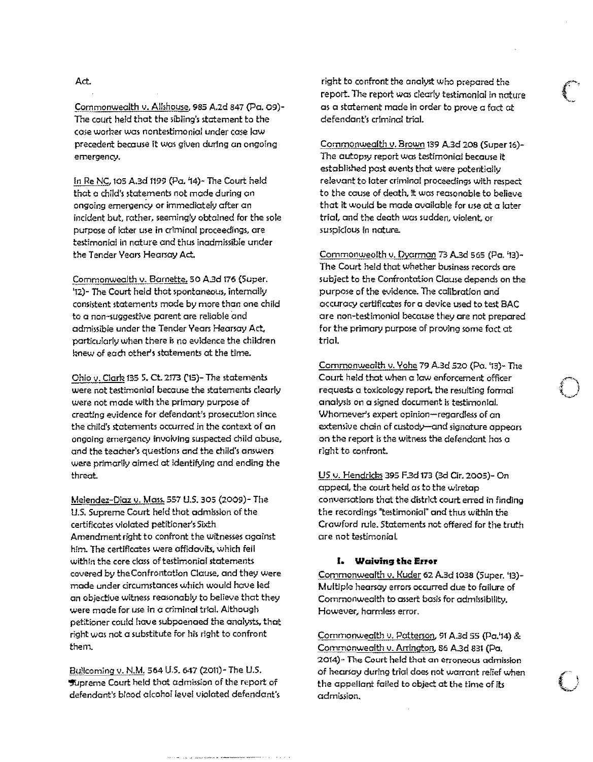Act.

Commonwealth v. Allshouse, 985 A.2d 847 (Pa. 09)- The court held that the sibling's statement to the case worker was nontestimonial under case law precedent because it was given during an ongoing emergency.

In Re NC, 105 A.3d 1199 (Pa. '14)- The Court held that a child's statements not made during an ongoing emergency or immediately after an incident but, rather, seemingly obtained for the sole purpose of later use in criminal proceedings, are testimonial in nature and thus inadmissible under the Tender Years Hearsay Act.

Commonwealth v. Barnette, 50 A.3d 176 (Super. '12)- The Court held that spontaneous, internally consistent statements made by more than one child to a non-suggestive parent are reliable and admissible under the Tender Years Hearsay Act, particularly when there is no evidence the children knew of each other's statements at the time.

Ohio v. Clark 135 S. Ct. 2173 ('15)- The statements were not testimonial because the statements clearly were not made with the primary purpose of creating evidence for defendant's prosecution since the child's statements occurred in the context of an ongoing emergency involving suspected child abuse, and the teacher's questions and the child's answers were primarily aimed at identifying and ending the threat.

Melendez-Diaz v. Mass. 557 U.S. 305 (2009)- The U.S. Supreme Court held that admission of the certificates violated petitioner's Sixth Amendment right to confront the witnesses against him. The certificates were affidavits, which fell within the core class of testimonial statements covered by the Confrontation Clause, and they were made under circumstances which would have led an objective witness reasonably to believe that they were made for use in a criminal trial. Although petitioner could have subpoenaed the analysts, that right was not a substitute for his right to confront them.

Bullcoming v. N.M. 564 U.S. 647 (2011)- The U.S. Supreme Court held that admission of the report of defendant's blood alcohol level violated defendant's right to confront the analyst who prepared the report. The report was clearly testimonial in nature as a statement made in order to prove a fact at defendant's criminal trial.

Commonwealth v. Brown 139 A.3d 208 (Super 16)- The autopsy report was testimonial because it established past events that were potentially relevant to later criminal proceedings with respect to the cause of death, it was reasonable to believe that it would be made available for use at a later trial, and the death was sudden, violent, or suspicious in nature.

Commonwealth v. Dyarman 73 A.3d 565 (Pa. '13)- The Court held that whether business records are subject to the Confrontation Clause depends on the purpose of the evidence. The calibration and accuracy certificates for a device used to test BAC are non-testimonial because they are not prepared for the primary purpose of proving some fact at trial.

Commonwealth v. Yohe 79 A.3d 520 (Pa. '13)- The Court held that when a law enforcement officer requests a toxicology report, the resulting formal analysis on a signed document is testimonial. Whomever's expert opinion—regardless of an extensive chain of custody—and signature appears on the report is the witness the defendant has a right to confront.

US v. Hendricks 395 F.3d 173 (3d Cir. 2005)- On appeal, the court held as to the wiretap conversations that the district court erred in finding the recordings "testimonial" and thus within the Crawford rule. Statements not offered for the truth are not testimonial.

### I. Waiving the Error

Commonwealth v. Kuder 62 A.3d 1038 (Super. '13)- Multiple hearsay errors occurred due to failure of Commonwealth to assert basis for admissibility. However, harmless error.

Commonwealth v. Patterson, 91 A.3d 55 (Pa.'14) & Commonwealth v. Arrington, 86 A.3d 831 (Pa. 2014)- The Court held that an erroneous admission of hearsay during trial does not warrant relief when the appellant failed to object at the time of its admission.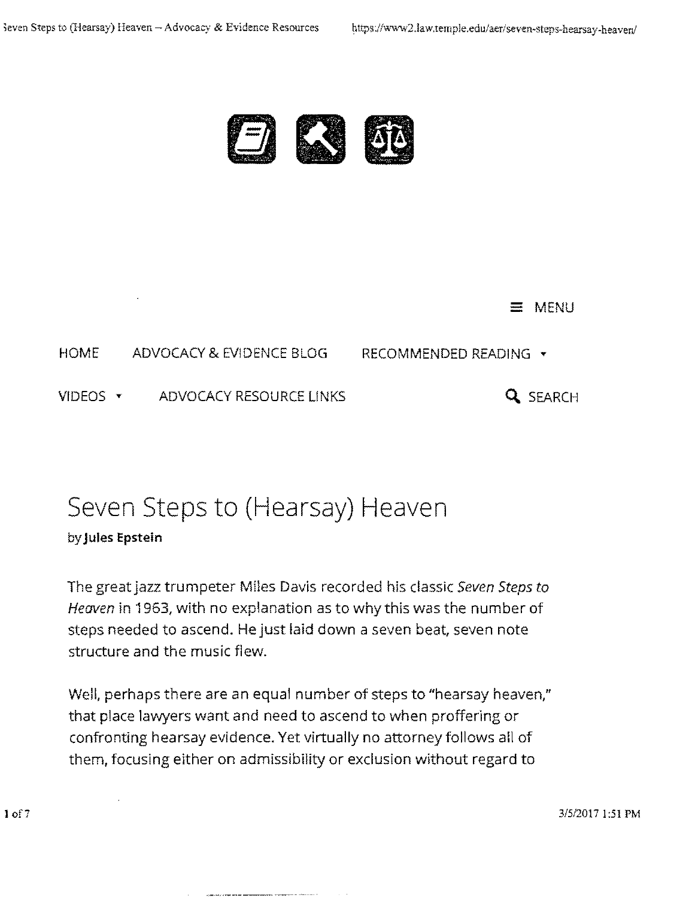HOME ADVOCACY & EVIDENCE BLOG RECOMMENDED READING

VIDEOS ADVOCACY RESOURCE LINKS SEARCH

# Seven Steps to (Hearsay) Heaven

by **Jules Epstein**

The great jazz trumpeter Miles Davis recorded his classic *Seven Steps to Heaven* in 1963, with no explanation as to why this was the number of steps needed to ascend. He just laid down a seven beat, seven note structure and the music flew.

Well, perhaps there are an equal number of steps to "hearsay heaven," that place lawyers want and need to ascend to when proffering or confronting hearsay evidence. Yet virtually no attorney follows all of them, focusing either on admissibility or exclusion without regard to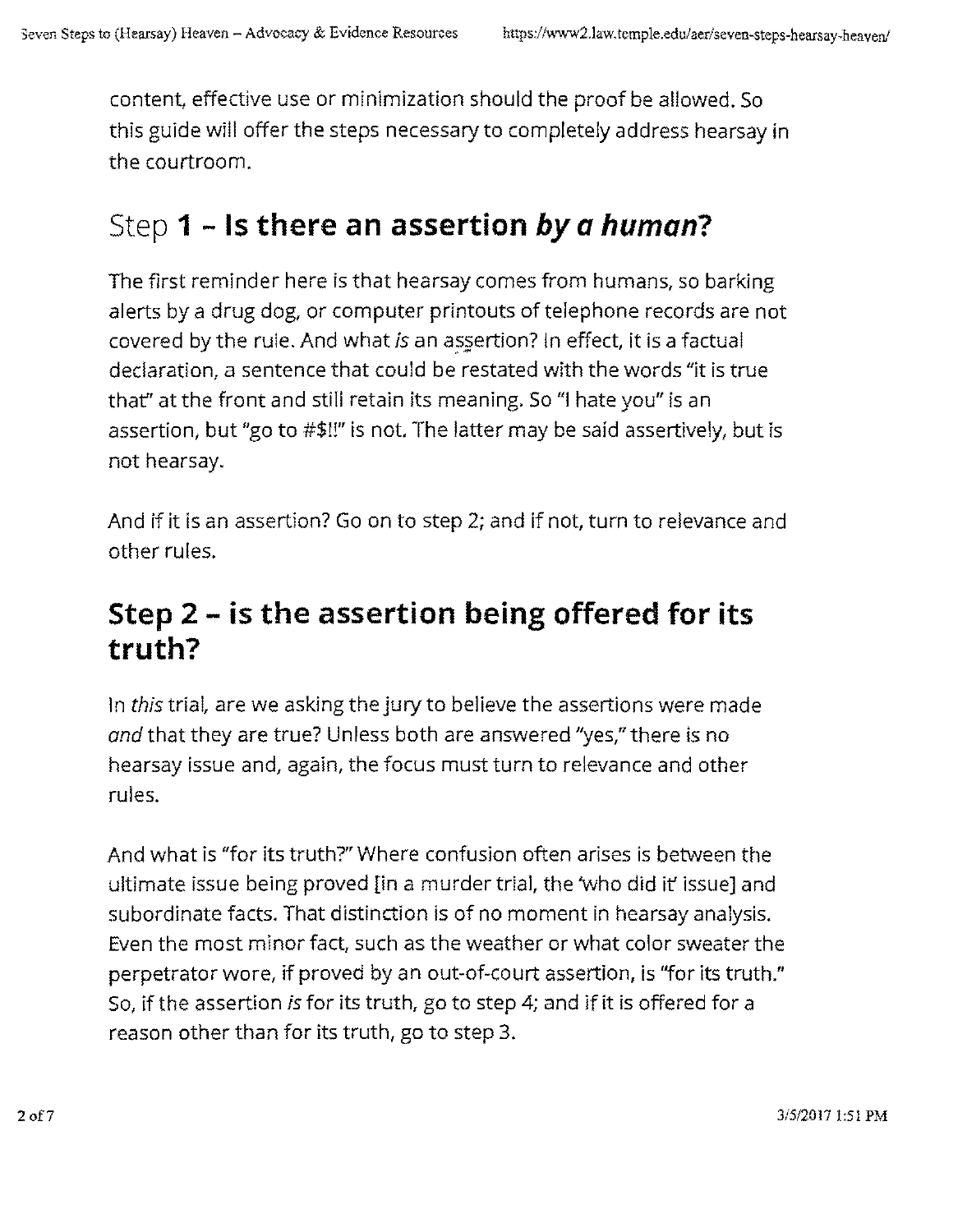content, effective use or minimization should the proof be allowed. So this guide will offer the steps necessary to completely address hearsay in the courtroom.

## Step **1 – Is there an assertion *by a human*?**

The first reminder here is that hearsay comes from humans, so barking alerts by a drug dog, or computer printouts of telephone records are not covered by the rule. And what *is* an assertion? In effect, it is a factual declaration, a sentence that could be restated with the words "it is true that" at the front and still retain its meaning. So "I hate you" is an assertion, but "go to #$!!" is not. The latter may be said assertively, but is not hearsay.

And if it is an assertion? Go on to step 2; and if not, turn to relevance and other rules.

## **Step 2 – is the assertion being offered for its truth?**

In *this* trial, are we asking the jury to believe the assertions were made *and* that they are true? Unless both are answered "yes," there is no hearsay issue and, again, the focus must turn to relevance and other rules.

And what is "for its truth?" Where confusion often arises is between the ultimate issue being proved [in a murder trial, the 'who did it' issue] and subordinate facts. That distinction is of no moment in hearsay analysis. Even the most minor fact, such as the weather or what color sweater the perpetrator wore, if proved by an out-of-court assertion, is "for its truth." So, if the assertion *is* for its truth, go to step 4; and if it is offered for a reason other than for its truth, go to step 3.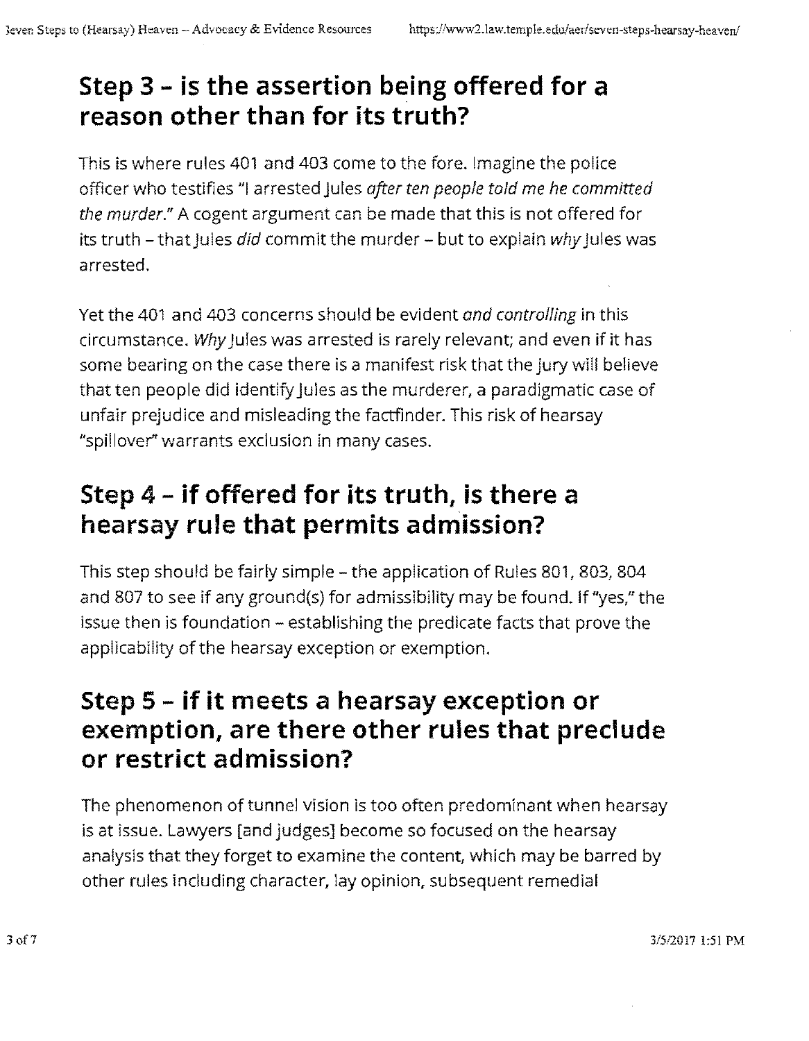## Step 3 – is the assertion being offered for a reason other than for its truth?

This is where rules 401 and 403 come to the fore. Imagine the police officer who testifies "I arrested Jules *after ten people told me he committed the murder*." A cogent argument can be made that this is not offered for its truth – that Jules *did* commit the murder – but to explain *why* Jules was arrested.

Yet the 401 and 403 concerns should be evident *and controlling* in this circumstance. *Why* Jules was arrested is rarely relevant; and even if it has some bearing on the case there is a manifest risk that the jury will believe that ten people did identify Jules as the murderer, a paradigmatic case of unfair prejudice and misleading the factfinder. This risk of hearsay "spillover" warrants exclusion in many cases.

## Step 4 – if offered for its truth, is there a hearsay rule that permits admission?

This step should be fairly simple – the application of Rules 801, 803, 804 and 807 to see if any ground(s) for admissibility may be found. If "yes," the issue then is foundation – establishing the predicate facts that prove the applicability of the hearsay exception or exemption.

## Step 5 – if it meets a hearsay exception or exemption, are there other rules that preclude or restrict admission?

The phenomenon of tunnel vision is too often predominant when hearsay is at issue. Lawyers [and judges] become so focused on the hearsay analysis that they forget to examine the content, which may be barred by other rules including character, lay opinion, subsequent remedial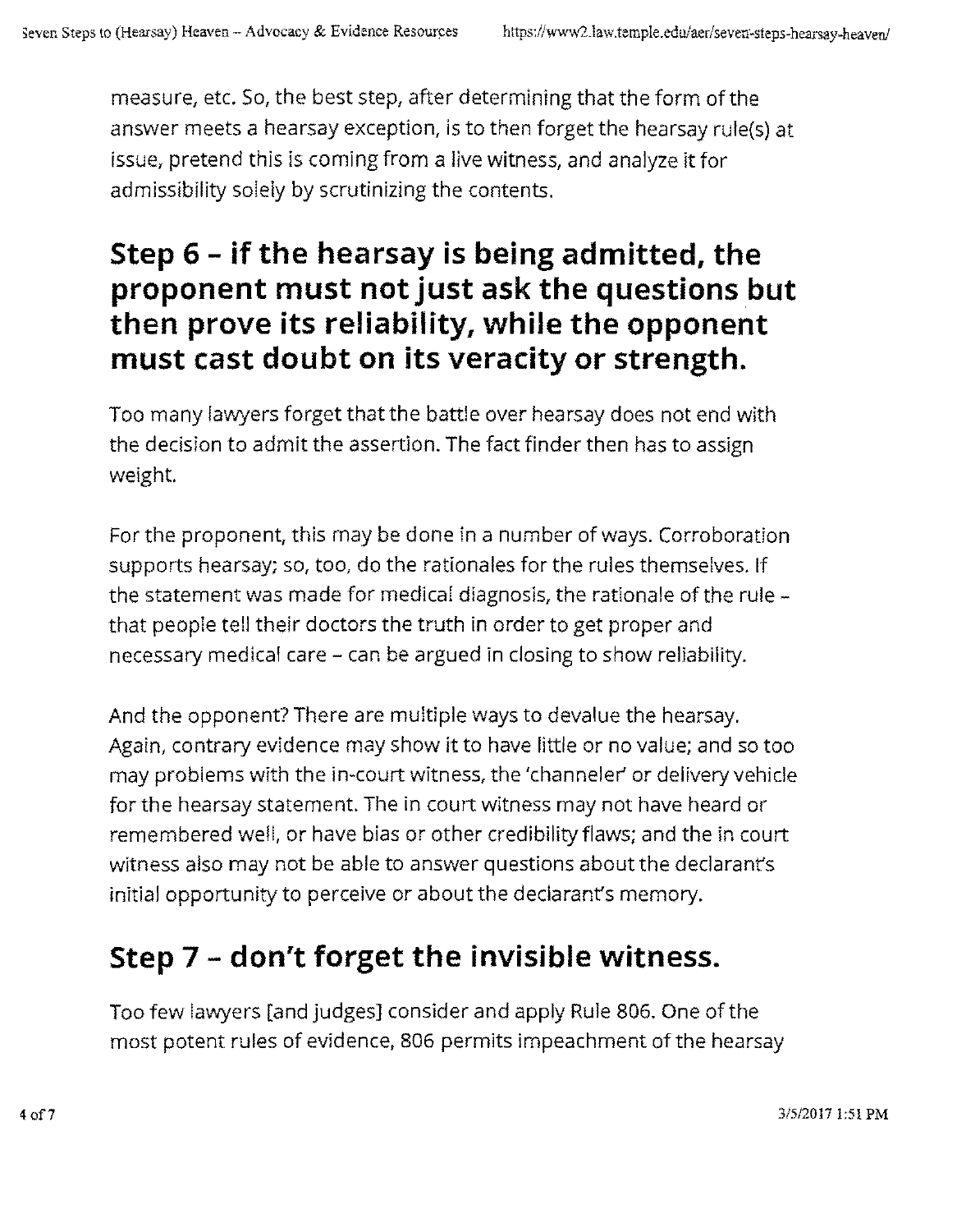measure, etc. So, the best step, after determining that the form of the answer meets a hearsay exception, is to then forget the hearsay rule(s) at issue, pretend this is coming from a live witness, and analyze it for admissibility solely by scrutinizing the contents.

## Step 6 – if the hearsay is being admitted, the proponent must not just ask the questions but then prove its reliability, while the opponent must cast doubt on its veracity or strength.

Too many lawyers forget that the battle over hearsay does not end with the decision to admit the assertion. The fact finder then has to assign weight.

For the proponent, this may be done in a number of ways. Corroboration supports hearsay; so, too, do the rationales for the rules themselves. If the statement was made for medical diagnosis, the rationale of the rule – that people tell their doctors the truth in order to get proper and necessary medical care – can be argued in closing to show reliability.

And the opponent? There are multiple ways to devalue the hearsay. Again, contrary evidence may show it to have little or no value; and so too may problems with the in-court witness, the 'channeler' or delivery vehicle for the hearsay statement. The in court witness may not have heard or remembered well, or have bias or other credibility flaws; and the in court witness also may not be able to answer questions about the declarant's initial opportunity to perceive or about the declarant's memory.

## Step 7 – don't forget the invisible witness.

Too few lawyers [and judges] consider and apply Rule 806. One of the most potent rules of evidence, 806 permits impeachment of the hearsay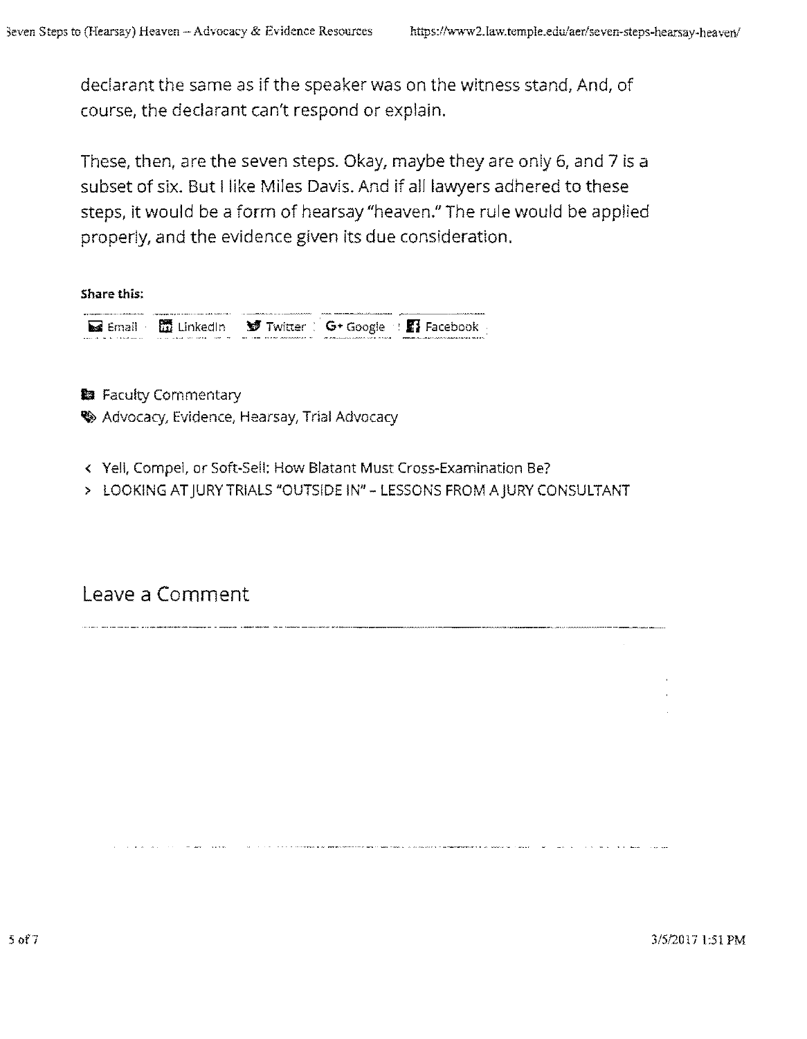declarant the same as if the speaker was on the witness stand, And, of course, the declarant can't respond or explain.

These, then, are the seven steps. Okay, maybe they are only 6, and 7 is a subset of six. But I like Miles Davis. And if all lawyers adhered to these steps, it would be a form of hearsay "heaven." The rule would be applied properly, and the evidence given its due consideration.

**Share this:**

Email · LinkedIn · Twitter · Google · Facebook

Faculty Commentary

Advocacy, Evidence, Hearsay, Trial Advocacy

< Yell, Compel, or Soft-Sell: How Blatant Must Cross-Examination Be?

> LOOKING AT JURY TRIALS "OUTSIDE IN" – LESSONS FROM A JURY CONSULTANT

## Leave a Comment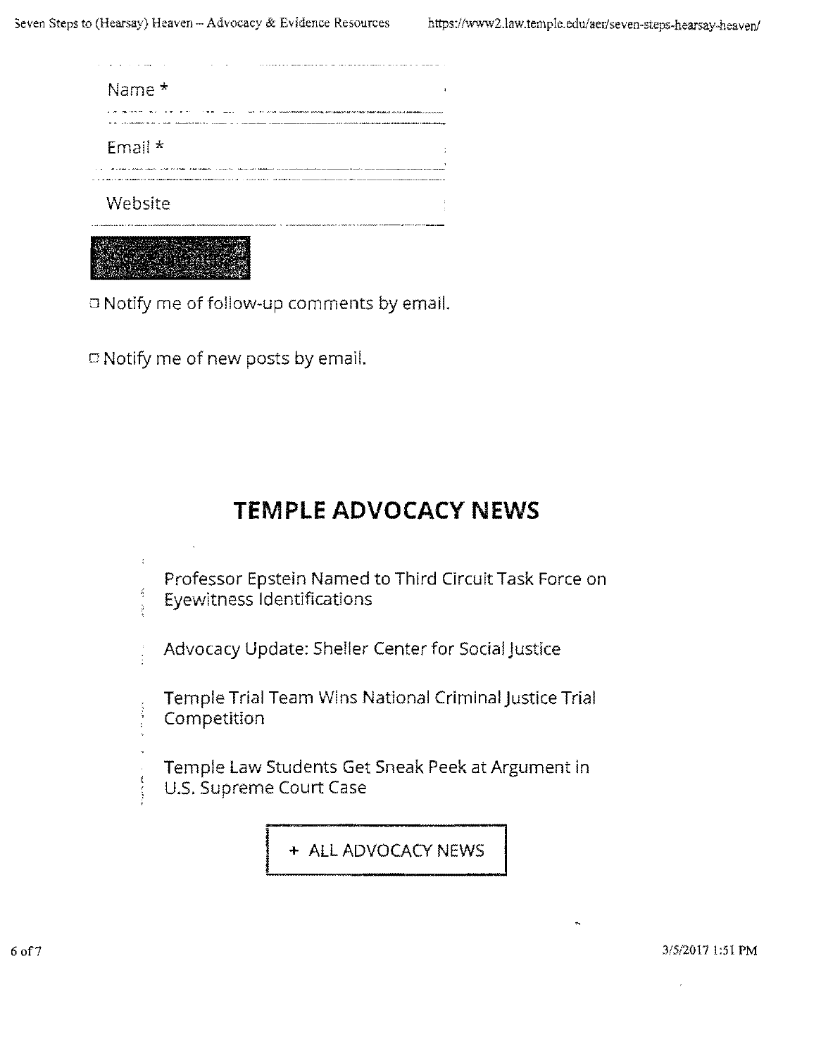Name *

Email *

Website

Post Comment

☐ Notify me of follow-up comments by email.

☐ Notify me of new posts by email.

## TEMPLE ADVOCACY NEWS

Professor Epstein Named to Third Circuit Task Force on Eyewitness Identifications

Advocacy Update: Sheller Center for Social Justice

Temple Trial Team Wins National Criminal Justice Trial Competition

Temple Law Students Get Sneak Peek at Argument in U.S. Supreme Court Case

+ ALL ADVOCACY NEWS